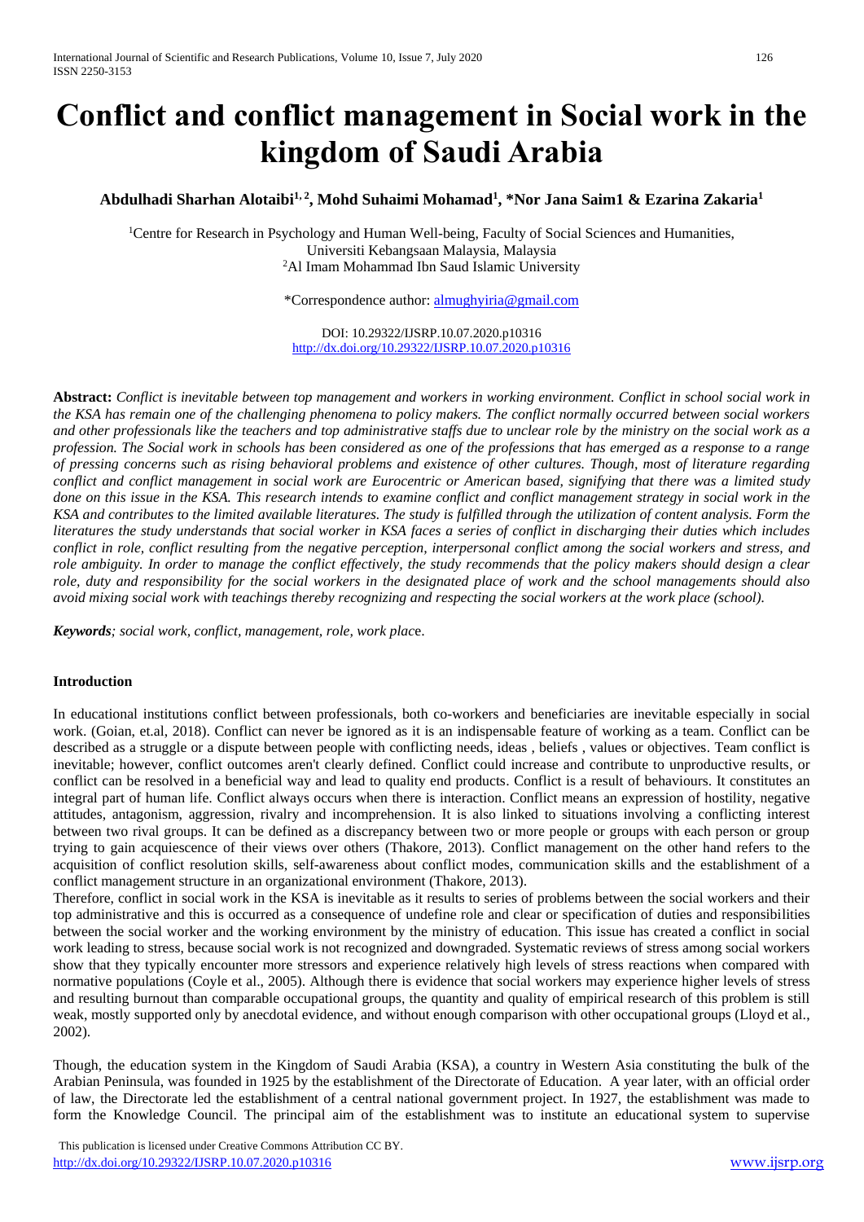# Conflict and conflict management in Social work in the kingdom of Saudi Arabia

**Abdulhadi Sharhan Alotaibi[1, 2], Mohd Suhaimi Mohamad[1], *Nor Jana Saim1 & Ezarina Zakaria[1]**

[1]Centre for Research in Psychology and Human Well-being, Faculty of Social Sciences and Humanities, Universiti Kebangsaan Malaysia, Malaysia
[2]Al Imam Mohammad Ibn Saud Islamic University

*Correspondence author: almughyiria@gmail.com

DOI: 10.29322/IJSRP.10.07.2020.p10316
http://dx.doi.org/10.29322/IJSRP.10.07.2020.p10316

**Abstract:** *Conflict is inevitable between top management and workers in working environment. Conflict in school social work in the KSA has remain one of the challenging phenomena to policy makers. The conflict normally occurred between social workers and other professionals like the teachers and top administrative staffs due to unclear role by the ministry on the social work as a profession. The Social work in schools has been considered as one of the professions that has emerged as a response to a range of pressing concerns such as rising behavioral problems and existence of other cultures. Though, most of literature regarding conflict and conflict management in social work are Eurocentric or American based, signifying that there was a limited study done on this issue in the KSA. This research intends to examine conflict and conflict management strategy in social work in the KSA and contributes to the limited available literatures. The study is fulfilled through the utilization of content analysis. Form the literatures the study understands that social worker in KSA faces a series of conflict in discharging their duties which includes conflict in role, conflict resulting from the negative perception, interpersonal conflict among the social workers and stress, and role ambiguity. In order to manage the conflict effectively, the study recommends that the policy makers should design a clear role, duty and responsibility for the social workers in the designated place of work and the school managements should also avoid mixing social work with teachings thereby recognizing and respecting the social workers at the work place (school).*

***Keywords****; social work, conflict, management, role, work plac*e.

## Introduction

In educational institutions conflict between professionals, both co-workers and beneficiaries are inevitable especially in social work. (Goian, et.al, 2018). Conflict can never be ignored as it is an indispensable feature of working as a team. Conflict can be described as a struggle or a dispute between people with conflicting needs, ideas , beliefs , values or objectives. Team conflict is inevitable; however, conflict outcomes aren't clearly defined. Conflict could increase and contribute to unproductive results, or conflict can be resolved in a beneficial way and lead to quality end products. Conflict is a result of behaviours. It constitutes an integral part of human life. Conflict always occurs when there is interaction. Conflict means an expression of hostility, negative attitudes, antagonism, aggression, rivalry and incomprehension. It is also linked to situations involving a conflicting interest between two rival groups. It can be defined as a discrepancy between two or more people or groups with each person or group trying to gain acquiescence of their views over others (Thakore, 2013). Conflict management on the other hand refers to the acquisition of conflict resolution skills, self-awareness about conflict modes, communication skills and the establishment of a conflict management structure in an organizational environment (Thakore, 2013).

Therefore, conflict in social work in the KSA is inevitable as it results to series of problems between the social workers and their top administrative and this is occurred as a consequence of undefine role and clear or specification of duties and responsibilities between the social worker and the working environment by the ministry of education. This issue has created a conflict in social work leading to stress, because social work is not recognized and downgraded. Systematic reviews of stress among social workers show that they typically encounter more stressors and experience relatively high levels of stress reactions when compared with normative populations (Coyle et al., 2005). Although there is evidence that social workers may experience higher levels of stress and resulting burnout than comparable occupational groups, the quantity and quality of empirical research of this problem is still weak, mostly supported only by anecdotal evidence, and without enough comparison with other occupational groups (Lloyd et al., 2002).

Though, the education system in the Kingdom of Saudi Arabia (KSA), a country in Western Asia constituting the bulk of the Arabian Peninsula, was founded in 1925 by the establishment of the Directorate of Education. A year later, with an official order of law, the Directorate led the establishment of a central national government project. In 1927, the establishment was made to form the Knowledge Council. The principal aim of the establishment was to institute an educational system to supervise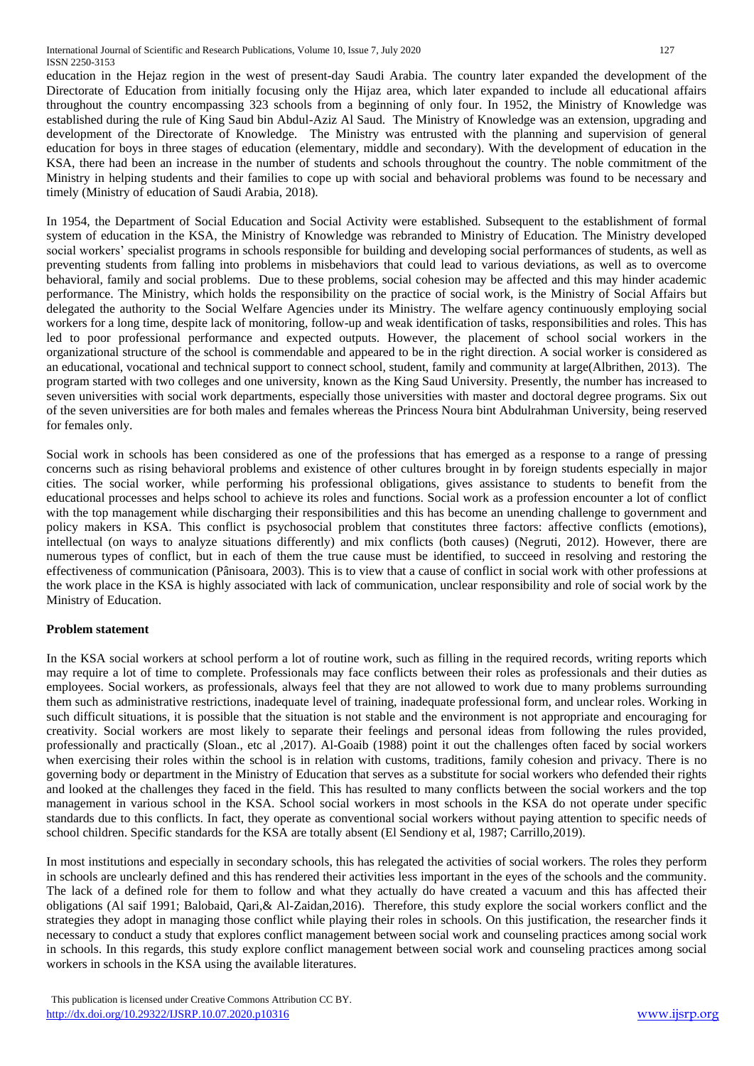education in the Hejaz region in the west of present-day Saudi Arabia. The country later expanded the development of the Directorate of Education from initially focusing only the Hijaz area, which later expanded to include all educational affairs throughout the country encompassing 323 schools from a beginning of only four. In 1952, the Ministry of Knowledge was established during the rule of King Saud bin Abdul-Aziz Al Saud. The Ministry of Knowledge was an extension, upgrading and development of the Directorate of Knowledge. The Ministry was entrusted with the planning and supervision of general education for boys in three stages of education (elementary, middle and secondary). With the development of education in the KSA, there had been an increase in the number of students and schools throughout the country. The noble commitment of the Ministry in helping students and their families to cope up with social and behavioral problems was found to be necessary and timely (Ministry of education of Saudi Arabia, 2018).

In 1954, the Department of Social Education and Social Activity were established. Subsequent to the establishment of formal system of education in the KSA, the Ministry of Knowledge was rebranded to Ministry of Education. The Ministry developed social workers' specialist programs in schools responsible for building and developing social performances of students, as well as preventing students from falling into problems in misbehaviors that could lead to various deviations, as well as to overcome behavioral, family and social problems. Due to these problems, social cohesion may be affected and this may hinder academic performance. The Ministry, which holds the responsibility on the practice of social work, is the Ministry of Social Affairs but delegated the authority to the Social Welfare Agencies under its Ministry. The welfare agency continuously employing social workers for a long time, despite lack of monitoring, follow-up and weak identification of tasks, responsibilities and roles. This has led to poor professional performance and expected outputs. However, the placement of school social workers in the organizational structure of the school is commendable and appeared to be in the right direction. A social worker is considered as an educational, vocational and technical support to connect school, student, family and community at large(Albrithen, 2013). The program started with two colleges and one university, known as the King Saud University. Presently, the number has increased to seven universities with social work departments, especially those universities with master and doctoral degree programs. Six out of the seven universities are for both males and females whereas the Princess Noura bint Abdulrahman University, being reserved for females only.

Social work in schools has been considered as one of the professions that has emerged as a response to a range of pressing concerns such as rising behavioral problems and existence of other cultures brought in by foreign students especially in major cities. The social worker, while performing his professional obligations, gives assistance to students to benefit from the educational processes and helps school to achieve its roles and functions. Social work as a profession encounter a lot of conflict with the top management while discharging their responsibilities and this has become an unending challenge to government and policy makers in KSA. This conflict is psychosocial problem that constitutes three factors: affective conflicts (emotions), intellectual (on ways to analyze situations differently) and mix conflicts (both causes) (Negruti, 2012). However, there are numerous types of conflict, but in each of them the true cause must be identified, to succeed in resolving and restoring the effectiveness of communication (Pânisoara, 2003). This is to view that a cause of conflict in social work with other professions at the work place in the KSA is highly associated with lack of communication, unclear responsibility and role of social work by the Ministry of Education.

**Problem statement**

In the KSA social workers at school perform a lot of routine work, such as filling in the required records, writing reports which may require a lot of time to complete. Professionals may face conflicts between their roles as professionals and their duties as employees. Social workers, as professionals, always feel that they are not allowed to work due to many problems surrounding them such as administrative restrictions, inadequate level of training, inadequate professional form, and unclear roles. Working in such difficult situations, it is possible that the situation is not stable and the environment is not appropriate and encouraging for creativity. Social workers are most likely to separate their feelings and personal ideas from following the rules provided, professionally and practically (Sloan., etc al ,2017). Al-Goaib (1988) point it out the challenges often faced by social workers when exercising their roles within the school is in relation with customs, traditions, family cohesion and privacy. There is no governing body or department in the Ministry of Education that serves as a substitute for social workers who defended their rights and looked at the challenges they faced in the field. This has resulted to many conflicts between the social workers and the top management in various school in the KSA. School social workers in most schools in the KSA do not operate under specific standards due to this conflicts. In fact, they operate as conventional social workers without paying attention to specific needs of school children. Specific standards for the KSA are totally absent (El Sendiony et al, 1987; Carrillo,2019).

In most institutions and especially in secondary schools, this has relegated the activities of social workers. The roles they perform in schools are unclearly defined and this has rendered their activities less important in the eyes of the schools and the community. The lack of a defined role for them to follow and what they actually do have created a vacuum and this has affected their obligations (Al saif 1991; Balobaid, Qari,& Al-Zaidan,2016). Therefore, this study explore the social workers conflict and the strategies they adopt in managing those conflict while playing their roles in schools. On this justification, the researcher finds it necessary to conduct a study that explores conflict management between social work and counseling practices among social work in schools. In this regards, this study explore conflict management between social work and counseling practices among social workers in schools in the KSA using the available literatures.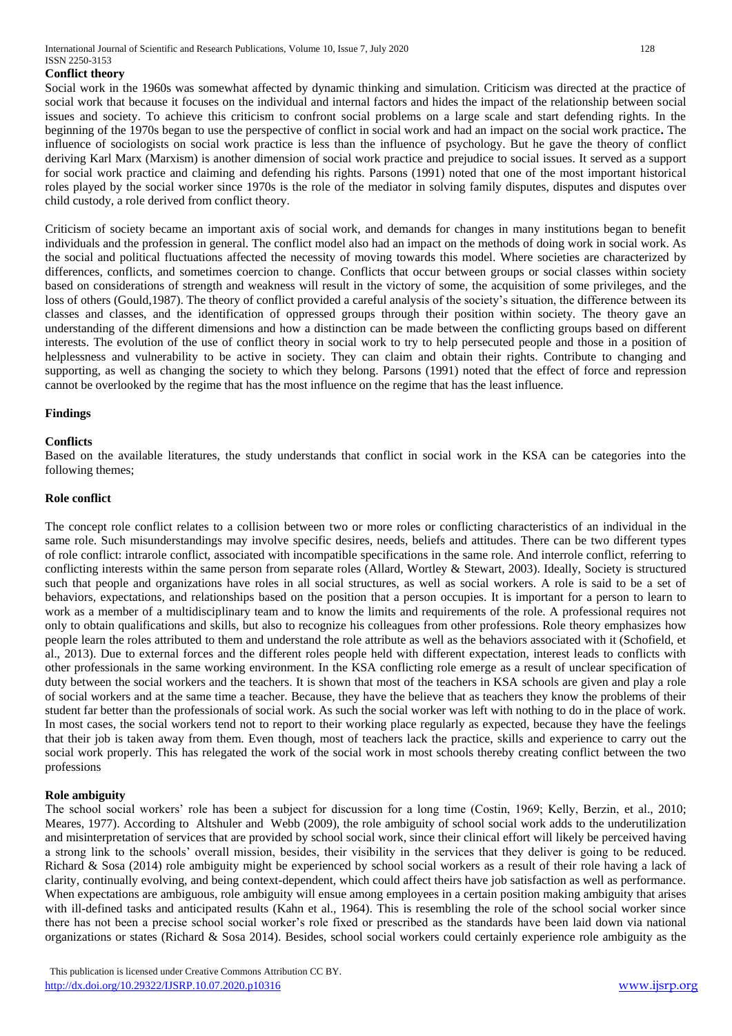## Conflict theory

Social work in the 1960s was somewhat affected by dynamic thinking and simulation. Criticism was directed at the practice of social work that because it focuses on the individual and internal factors and hides the impact of the relationship between social issues and society. To achieve this criticism to confront social problems on a large scale and start defending rights. In the beginning of the 1970s began to use the perspective of conflict in social work and had an impact on the social work practice**.** The influence of sociologists on social work practice is less than the influence of psychology. But he gave the theory of conflict deriving Karl Marx (Marxism) is another dimension of social work practice and prejudice to social issues. It served as a support for social work practice and claiming and defending his rights. Parsons (1991) noted that one of the most important historical roles played by the social worker since 1970s is the role of the mediator in solving family disputes, disputes and disputes over child custody, a role derived from conflict theory.

Criticism of society became an important axis of social work, and demands for changes in many institutions began to benefit individuals and the profession in general. The conflict model also had an impact on the methods of doing work in social work. As the social and political fluctuations affected the necessity of moving towards this model. Where societies are characterized by differences, conflicts, and sometimes coercion to change. Conflicts that occur between groups or social classes within society based on considerations of strength and weakness will result in the victory of some, the acquisition of some privileges, and the loss of others (Gould,1987). The theory of conflict provided a careful analysis of the society's situation, the difference between its classes and classes, and the identification of oppressed groups through their position within society. The theory gave an understanding of the different dimensions and how a distinction can be made between the conflicting groups based on different interests. The evolution of the use of conflict theory in social work to try to help persecuted people and those in a position of helplessness and vulnerability to be active in society. They can claim and obtain their rights. Contribute to changing and supporting, as well as changing the society to which they belong. Parsons (1991) noted that the effect of force and repression cannot be overlooked by the regime that has the most influence on the regime that has the least influence.

## Findings

### Conflicts

Based on the available literatures, the study understands that conflict in social work in the KSA can be categories into the following themes;

### Role conflict

The concept role conflict relates to a collision between two or more roles or conflicting characteristics of an individual in the same role. Such misunderstandings may involve specific desires, needs, beliefs and attitudes. There can be two different types of role conflict: intrarole conflict, associated with incompatible specifications in the same role. And interrole conflict, referring to conflicting interests within the same person from separate roles (Allard, Wortley & Stewart, 2003). Ideally, Society is structured such that people and organizations have roles in all social structures, as well as social workers. A role is said to be a set of behaviors, expectations, and relationships based on the position that a person occupies. It is important for a person to learn to work as a member of a multidisciplinary team and to know the limits and requirements of the role. A professional requires not only to obtain qualifications and skills, but also to recognize his colleagues from other professions. Role theory emphasizes how people learn the roles attributed to them and understand the role attribute as well as the behaviors associated with it (Schofield, et al., 2013). Due to external forces and the different roles people held with different expectation, interest leads to conflicts with other professionals in the same working environment. In the KSA conflicting role emerge as a result of unclear specification of duty between the social workers and the teachers. It is shown that most of the teachers in KSA schools are given and play a role of social workers and at the same time a teacher. Because, they have the believe that as teachers they know the problems of their student far better than the professionals of social work. As such the social worker was left with nothing to do in the place of work. In most cases, the social workers tend not to report to their working place regularly as expected, because they have the feelings that their job is taken away from them. Even though, most of teachers lack the practice, skills and experience to carry out the social work properly. This has relegated the work of the social work in most schools thereby creating conflict between the two professions

### Role ambiguity

The school social workers' role has been a subject for discussion for a long time (Costin, 1969; Kelly, Berzin, et al., 2010; Meares, 1977). According to Altshuler and Webb (2009), the role ambiguity of school social work adds to the underutilization and misinterpretation of services that are provided by school social work, since their clinical effort will likely be perceived having a strong link to the schools' overall mission, besides, their visibility in the services that they deliver is going to be reduced. Richard & Sosa (2014) role ambiguity might be experienced by school social workers as a result of their role having a lack of clarity, continually evolving, and being context-dependent, which could affect theirs have job satisfaction as well as performance. When expectations are ambiguous, role ambiguity will ensue among employees in a certain position making ambiguity that arises with ill-defined tasks and anticipated results (Kahn et al., 1964). This is resembling the role of the school social worker since there has not been a precise school social worker's role fixed or prescribed as the standards have been laid down via national organizations or states (Richard & Sosa 2014). Besides, school social workers could certainly experience role ambiguity as the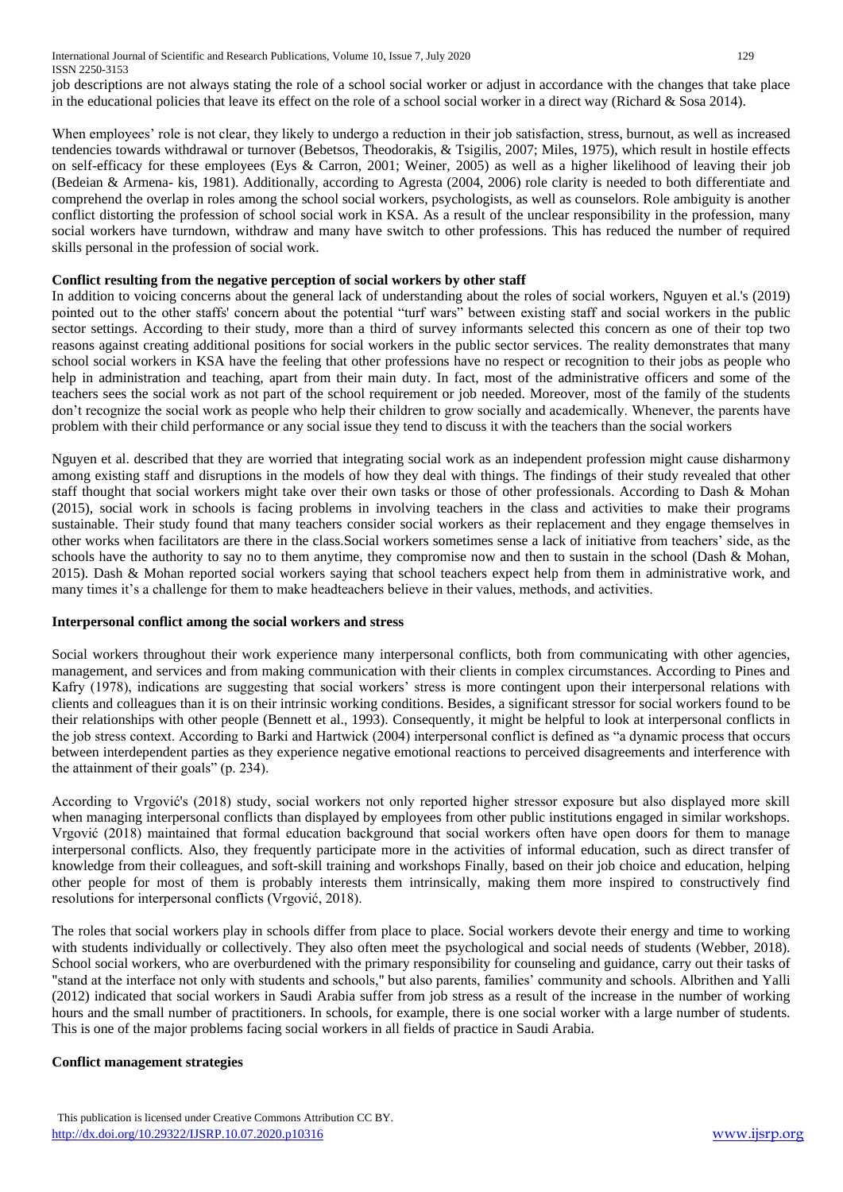job descriptions are not always stating the role of a school social worker or adjust in accordance with the changes that take place in the educational policies that leave its effect on the role of a school social worker in a direct way (Richard & Sosa 2014).

When employees' role is not clear, they likely to undergo a reduction in their job satisfaction, stress, burnout, as well as increased tendencies towards withdrawal or turnover (Bebetsos, Theodorakis, & Tsigilis, 2007; Miles, 1975), which result in hostile effects on self-efficacy for these employees (Eys & Carron, 2001; Weiner, 2005) as well as a higher likelihood of leaving their job (Bedeian & Armena- kis, 1981). Additionally, according to Agresta (2004, 2006) role clarity is needed to both differentiate and comprehend the overlap in roles among the school social workers, psychologists, as well as counselors. Role ambiguity is another conflict distorting the profession of school social work in KSA. As a result of the unclear responsibility in the profession, many social workers have turndown, withdraw and many have switch to other professions. This has reduced the number of required skills personal in the profession of social work.

**Conflict resulting from the negative perception of social workers by other staff**

In addition to voicing concerns about the general lack of understanding about the roles of social workers, Nguyen et al.'s (2019) pointed out to the other staffs' concern about the potential "turf wars" between existing staff and social workers in the public sector settings. According to their study, more than a third of survey informants selected this concern as one of their top two reasons against creating additional positions for social workers in the public sector services. The reality demonstrates that many school social workers in KSA have the feeling that other professions have no respect or recognition to their jobs as people who help in administration and teaching, apart from their main duty. In fact, most of the administrative officers and some of the teachers sees the social work as not part of the school requirement or job needed. Moreover, most of the family of the students don't recognize the social work as people who help their children to grow socially and academically. Whenever, the parents have problem with their child performance or any social issue they tend to discuss it with the teachers than the social workers

Nguyen et al. described that they are worried that integrating social work as an independent profession might cause disharmony among existing staff and disruptions in the models of how they deal with things. The findings of their study revealed that other staff thought that social workers might take over their own tasks or those of other professionals. According to Dash & Mohan (2015), social work in schools is facing problems in involving teachers in the class and activities to make their programs sustainable. Their study found that many teachers consider social workers as their replacement and they engage themselves in other works when facilitators are there in the class.Social workers sometimes sense a lack of initiative from teachers' side, as the schools have the authority to say no to them anytime, they compromise now and then to sustain in the school (Dash & Mohan, 2015). Dash & Mohan reported social workers saying that school teachers expect help from them in administrative work, and many times it's a challenge for them to make headteachers believe in their values, methods, and activities.

**Interpersonal conflict among the social workers and stress**

Social workers throughout their work experience many interpersonal conflicts, both from communicating with other agencies, management, and services and from making communication with their clients in complex circumstances. According to Pines and Kafry (1978), indications are suggesting that social workers' stress is more contingent upon their interpersonal relations with clients and colleagues than it is on their intrinsic working conditions. Besides, a significant stressor for social workers found to be their relationships with other people (Bennett et al., 1993). Consequently, it might be helpful to look at interpersonal conflicts in the job stress context. According to Barki and Hartwick (2004) interpersonal conflict is defined as "a dynamic process that occurs between interdependent parties as they experience negative emotional reactions to perceived disagreements and interference with the attainment of their goals" (p. 234).

According to Vrgović's (2018) study, social workers not only reported higher stressor exposure but also displayed more skill when managing interpersonal conflicts than displayed by employees from other public institutions engaged in similar workshops. Vrgović (2018) maintained that formal education background that social workers often have open doors for them to manage interpersonal conflicts. Also, they frequently participate more in the activities of informal education, such as direct transfer of knowledge from their colleagues, and soft-skill training and workshops Finally, based on their job choice and education, helping other people for most of them is probably interests them intrinsically, making them more inspired to constructively find resolutions for interpersonal conflicts (Vrgović, 2018).

The roles that social workers play in schools differ from place to place. Social workers devote their energy and time to working with students individually or collectively. They also often meet the psychological and social needs of students (Webber, 2018). School social workers, who are overburdened with the primary responsibility for counseling and guidance, carry out their tasks of "stand at the interface not only with students and schools," but also parents, families' community and schools. Albrithen and Yalli (2012) indicated that social workers in Saudi Arabia suffer from job stress as a result of the increase in the number of working hours and the small number of practitioners. In schools, for example, there is one social worker with a large number of students. This is one of the major problems facing social workers in all fields of practice in Saudi Arabia.

**Conflict management strategies**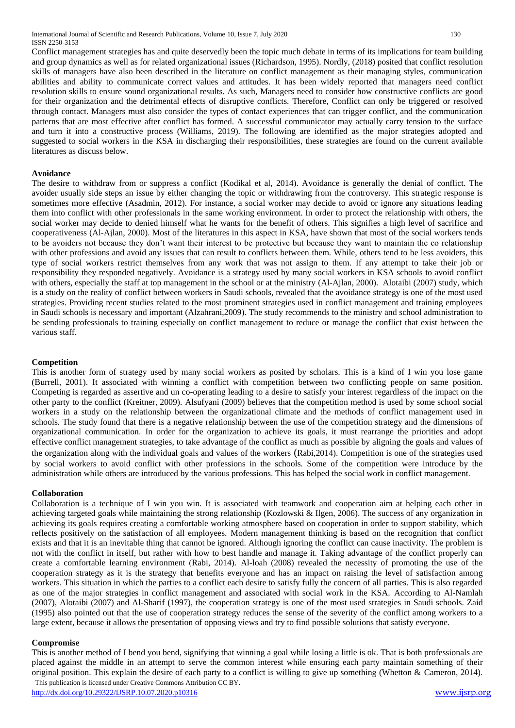Conflict management strategies has and quite deservedly been the topic much debate in terms of its implications for team building and group dynamics as well as for related organizational issues (Richardson, 1995). Nordly, (2018) posited that conflict resolution skills of managers have also been described in the literature on conflict management as their managing styles, communication abilities and ability to communicate correct values and attitudes. It has been widely reported that managers need conflict resolution skills to ensure sound organizational results. As such, Managers need to consider how constructive conflicts are good for their organization and the detrimental effects of disruptive conflicts. Therefore, Conflict can only be triggered or resolved through contact. Managers must also consider the types of contact experiences that can trigger conflict, and the communication patterns that are most effective after conflict has formed. A successful communicator may actually carry tension to the surface and turn it into a constructive process (Williams, 2019). The following are identified as the major strategies adopted and suggested to social workers in the KSA in discharging their responsibilities, these strategies are found on the current available literatures as discuss below.

**Avoidance**

The desire to withdraw from or suppress a conflict (Kodikal et al, 2014). Avoidance is generally the denial of conflict. The avoider usually side steps an issue by either changing the topic or withdrawing from the controversy. This strategic response is sometimes more effective (Asadmin, 2012). For instance, a social worker may decide to avoid or ignore any situations leading them into conflict with other professionals in the same working environment. In order to protect the relationship with others, the social worker may decide to denied himself what he wants for the benefit of others. This signifies a high level of sacrifice and cooperativeness (Al-Ajlan, 2000). Most of the literatures in this aspect in KSA, have shown that most of the social workers tends to be avoiders not because they don't want their interest to be protective but because they want to maintain the co relationship with other professions and avoid any issues that can result to conflicts between them. While, others tend to be less avoiders, this type of social workers restrict themselves from any work that was not assign to them. If any attempt to take their job or responsibility they responded negatively. Avoidance is a strategy used by many social workers in KSA schools to avoid conflict with others, especially the staff at top management in the school or at the ministry (Al-Ajlan, 2000). Alotaibi (2007) study, which is a study on the reality of conflict between workers in Saudi schools, revealed that the avoidance strategy is one of the most used strategies. Providing recent studies related to the most prominent strategies used in conflict management and training employees in Saudi schools is necessary and important (Alzahrani,2009). The study recommends to the ministry and school administration to be sending professionals to training especially on conflict management to reduce or manage the conflict that exist between the various staff.

**Competition**

This is another form of strategy used by many social workers as posited by scholars. This is a kind of I win you lose game (Burrell, 2001). It associated with winning a conflict with competition between two conflicting people on same position. Competing is regarded as assertive and un co-operating leading to a desire to satisfy your interest regardless of the impact on the other party to the conflict (Kreitner, 2009). Alsufyani (2009) believes that the competition method is used by some school social workers in a study on the relationship between the organizational climate and the methods of conflict management used in schools. The study found that there is a negative relationship between the use of the competition strategy and the dimensions of organizational communication. In order for the organization to achieve its goals, it must rearrange the priorities and adopt effective conflict management strategies, to take advantage of the conflict as much as possible by aligning the goals and values of the organization along with the individual goals and values of the workers (Rabi,2014). Competition is one of the strategies used by social workers to avoid conflict with other professions in the schools. Some of the competition were introduce by the administration while others are introduced by the various professions. This has helped the social work in conflict management.

**Collaboration**

Collaboration is a technique of I win you win. It is associated with teamwork and cooperation aim at helping each other in achieving targeted goals while maintaining the strong relationship (Kozlowski & Ilgen, 2006). The success of any organization in achieving its goals requires creating a comfortable working atmosphere based on cooperation in order to support stability, which reflects positively on the satisfaction of all employees. Modern management thinking is based on the recognition that conflict exists and that it is an inevitable thing that cannot be ignored. Although ignoring the conflict can cause inactivity. The problem is not with the conflict in itself, but rather with how to best handle and manage it. Taking advantage of the conflict properly can create a comfortable learning environment (Rabi, 2014). Al-loah (2008) revealed the necessity of promoting the use of the cooperation strategy as it is the strategy that benefits everyone and has an impact on raising the level of satisfaction among workers. This situation in which the parties to a conflict each desire to satisfy fully the concern of all parties. This is also regarded as one of the major strategies in conflict management and associated with social work in the KSA. According to Al-Namlah (2007), Alotaibi (2007) and Al-Sharif (1997), the cooperation strategy is one of the most used strategies in Saudi schools. Zaid (1995) also pointed out that the use of cooperation strategy reduces the sense of the severity of the conflict among workers to a large extent, because it allows the presentation of opposing views and try to find possible solutions that satisfy everyone.

**Compromise**

This is another method of I bend you bend, signifying that winning a goal while losing a little is ok. That is both professionals are placed against the middle in an attempt to serve the common interest while ensuring each party maintain something of their original position. This explain the desire of each party to a conflict is willing to give up something (Whetton & Cameron, 2014).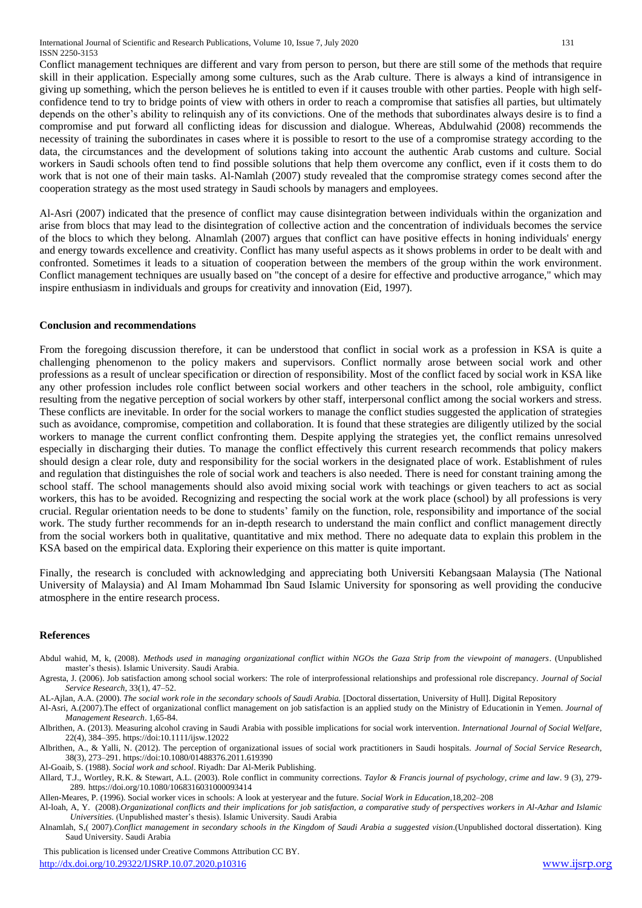Conflict management techniques are different and vary from person to person, but there are still some of the methods that require skill in their application. Especially among some cultures, such as the Arab culture. There is always a kind of intransigence in giving up something, which the person believes he is entitled to even if it causes trouble with other parties. People with high self-confidence tend to try to bridge points of view with others in order to reach a compromise that satisfies all parties, but ultimately depends on the other's ability to relinquish any of its convictions. One of the methods that subordinates always desire is to find a compromise and put forward all conflicting ideas for discussion and dialogue. Whereas, Abdulwahid (2008) recommends the necessity of training the subordinates in cases where it is possible to resort to the use of a compromise strategy according to the data, the circumstances and the development of solutions taking into account the authentic Arab customs and culture. Social workers in Saudi schools often tend to find possible solutions that help them overcome any conflict, even if it costs them to do work that is not one of their main tasks. Al-Namlah (2007) study revealed that the compromise strategy comes second after the cooperation strategy as the most used strategy in Saudi schools by managers and employees.

Al-Asri (2007) indicated that the presence of conflict may cause disintegration between individuals within the organization and arise from blocs that may lead to the disintegration of collective action and the concentration of individuals becomes the service of the blocs to which they belong. Alnamlah (2007) argues that conflict can have positive effects in honing individuals' energy and energy towards excellence and creativity. Conflict has many useful aspects as it shows problems in order to be dealt with and confronted. Sometimes it leads to a situation of cooperation between the members of the group within the work environment. Conflict management techniques are usually based on "the concept of a desire for effective and productive arrogance," which may inspire enthusiasm in individuals and groups for creativity and innovation (Eid, 1997).

## Conclusion and recommendations

From the foregoing discussion therefore, it can be understood that conflict in social work as a profession in KSA is quite a challenging phenomenon to the policy makers and supervisors. Conflict normally arose between social work and other professions as a result of unclear specification or direction of responsibility. Most of the conflict faced by social work in KSA like any other profession includes role conflict between social workers and other teachers in the school, role ambiguity, conflict resulting from the negative perception of social workers by other staff, interpersonal conflict among the social workers and stress. These conflicts are inevitable. In order for the social workers to manage the conflict studies suggested the application of strategies such as avoidance, compromise, competition and collaboration. It is found that these strategies are diligently utilized by the social workers to manage the current conflict confronting them. Despite applying the strategies yet, the conflict remains unresolved especially in discharging their duties. To manage the conflict effectively this current research recommends that policy makers should design a clear role, duty and responsibility for the social workers in the designated place of work. Establishment of rules and regulation that distinguishes the role of social work and teachers is also needed. There is need for constant training among the school staff. The school managements should also avoid mixing social work with teachings or given teachers to act as social workers, this has to be avoided. Recognizing and respecting the social work at the work place (school) by all professions is very crucial. Regular orientation needs to be done to students' family on the function, role, responsibility and importance of the social work. The study further recommends for an in-depth research to understand the main conflict and conflict management directly from the social workers both in qualitative, quantitative and mix method. There no adequate data to explain this problem in the KSA based on the empirical data. Exploring their experience on this matter is quite important.

Finally, the research is concluded with acknowledging and appreciating both Universiti Kebangsaan Malaysia (The National University of Malaysia) and Al Imam Mohammad Ibn Saud Islamic University for sponsoring as well providing the conducive atmosphere in the entire research process.

## References

Abdul wahid, M, k, (2008). *Methods used in managing organizational conflict within NGOs the Gaza Strip from the viewpoint of managers*. (Unpublished master's thesis). Islamic University. Saudi Arabia.

Agresta, J. (2006). Job satisfaction among school social workers: The role of interprofessional relationships and professional role discrepancy. *Journal of Social Service Research*, 33(1), 47–52.

AL-Ajlan, A.A. (2000). *The social work role in the secondary schools of Saudi Arabia.* [Doctoral dissertation, University of Hull]. Digital Repository

Al-Asri, A.(2007).The effect of organizational conflict management on job satisfaction is an applied study on the Ministry of Educationin in Yemen. *Journal of Management Research*. 1,65-84.

Albrithen, A. (2013). Measuring alcohol craving in Saudi Arabia with possible implications for social work intervention. *International Journal of Social Welfare*, 22(4), 384–395. https://doi:10.1111/ijsw.12022

Albrithen, A., & Yalli, N. (2012). The perception of organizational issues of social work practitioners in Saudi hospitals. *Journal of Social Service Research*, 38(3), 273–291. https://doi:10.1080/01488376.2011.619390

Al-Goaib, S. (1988). *Social work and school*. Riyadh: Dar Al-Merik Publishing.

Allard, T.J., Wortley, R.K. & Stewart, A.L. (2003). Role conflict in community corrections. *Taylor & Francis journal of psychology, crime and law*. 9 (3), 279-289. https://doi.org/10.1080/1068316031000093414

Allen-Meares, P. (1996). Social worker vices in schools: A look at yesteryear and the future. *Social Work in Education*,18,202–208

Al-loah, A, Y. (2008).*Organizational conflicts and their implications for job satisfaction, a comparative study of perspectives workers in Al-Azhar and Islamic Universities*. (Unpublished master's thesis). Islamic University. Saudi Arabia

Alnamlah, S,( 2007).*Conflict management in secondary schools in the Kingdom of Saudi Arabia a suggested vision*.(Unpublished doctoral dissertation). King Saud University. Saudi Arabia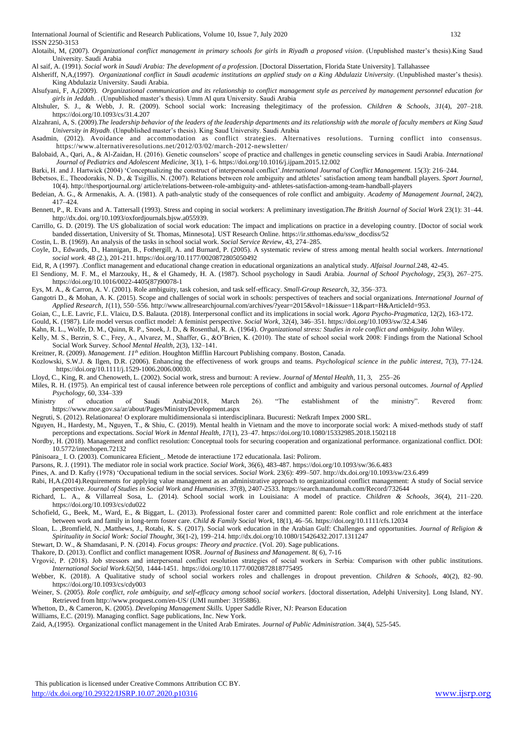Alotaibi, M, (2007). *Organizational conflict management in primary schools for girls in Riyadh a proposed vision*. (Unpublished master's thesis).King Saud University. Saudi Arabia

Al saif, A. (1991). *Social work in Saudi Arabia: The development of a profession*. [Doctoral Dissertation, Florida State University]. Tallahassee

Alsheriff, N,A,(1997). *Organizational conflict in Saudi academic institutions an applied study on a King Abdulaziz University*. (Unpublished master's thesis). King Abdulaziz University. Saudi Arabia.

Alsufyani, F, A,(2009). *Organizational communication and its relationship to conflict management style as perceived by management personnel education for girls in Jeddah*. . (Unpublished master's thesis). Umm Al qura University. Saudi Arabia

Altshuler, S. J., & Webb, J. R. (2009). School social work: Increasing thelegitimacy of the profession. *Children & Schools, 31*(4), 207–218. https://doi.org/10.1093/cs/31.4.207

Alzahrani, A, S. (2009).*The leadership behavior of the leaders of the leadership departments and its relationship with the morale of faculty members at King Saud University in Riyadh*. (Unpublished master's thesis). King Saud University. Saudi Arabia

Asadmin, (2012). Avoidance and accommodation as conflict strategies. Alternatives resolutions. Turning conflict into consensus. https://www.alternativeresolutions.net/2012/03/02/march-2012-newsletter/

Balobaid, A., Qari, A., & Al-Zaidan, H. (2016). Genetic counselors' scope of practice and challenges in genetic counseling services in Saudi Arabia. *International Journal of Pediatrics and Adolescent Medicine*, 3(1), 1–6. https://doi.org/10.1016/j.ijpam.2015.12.002

Barki, H. and J. Hartwick (2004) 'Conceptualizing the construct of interpersonal conflict'.*International Journal of Conflict Management.* 15(3): 216–244.

Bebetsos, E., Theodorakis, N. D., & Tsigillis, N. (2007). Relations between role ambiguity and athletes' satisfaction among team handball players. *Sport Journal*, 10(4). http://thesportjournal.org/ article/relations-between-role-ambiguity-and- athletes-satisfaction-among-team-handball-players

Bedeian, A. G., & Armenakis, A. A. (1981). A path-analytic study of the consequences of role conflict and ambiguity. *Academy of Management Journal*, 24(2), 417–424.

Bennett, P., R. Evans and A. Tattersall (1993). Stress and coping in social workers: A preliminary investigation.*The British Journal of Social Work* 23(1): 31–44. http://dx.doi. org/10.1093/oxfordjournals.bjsw.a055939.

Carrillo, G. D. (2019). The US globalization of social work education: The impact and implications on practice in a developing country. [Doctor of social work banded dissertation, University of St. Thomas, Minnesota]. UST Research Online. https://ir.stthomas.edu/ssw_docdiss/52

Costin, L. B. (1969). An analysis of the tasks in school social work. *Social Service Review*, 43, 274–285.

Coyle, D., Edwards, D., Hannigan, B., Fothergill, A. and Burnard, P. (2005). A systematic review of stress among mental health social workers. *International social work*. 48 (2.), 201-211. https://doi.org/10.1177/0020872805050492

Eid, R, A (1997). .Conflict management and educational change creation in educational organizations an analytical study. *Alfaisal Journal*.248, 42-45.

El Sendiony, M. F. M., el Marzouky, H., & el Ghamedy, H. A. (1987). School psychology in Saudi Arabia. *Journal of School Psychology*, 25(3), 267–275. https://doi.org/10.1016/0022-4405(87)90078-1

Eys, M. A., & Carron, A. V. (2001). Role ambiguity, task cohesion, and task self-efficacy. *Small-Group Research*, 32, 356–373.

Gangotri D., & Mohan, A. K. (2015). Scope and challenges of social work in schools: perspectives of teachers and social organizations. *International Journal of Applied Research, 1*(11), 550–556. http://www.allresearchjournal.com/archives/?year=2015&vol=1&issue=11&part=H&ArticleId=953.

Goian, C., L.E. Lavric, F.L. Vlaicu, D.S. Balauta. (2018). Interpersonal conflict and its implications in social work. *Agora Psycho-Pragmatica*, 12(2), 163-172.

Gould, K. (1987). Life model versus conflict model: A feminist perspective. *Social Work*, 32(4), 346–351. https://doi.org/10.1093/sw/32.4.346

Kahn, R. L., Wolfe, D. M., Quinn, R. P., Snoek, J. D., & Rosenthal, R. A. (1964). *Organizational stress: Studies in role conflict and ambiguity*. John Wiley.

Kelly, M. S., Berzin, S. C., Frey, A., Alvarez, M., Shaffer, G., &O'Brien, K. (2010). The state of school social work 2008: Findings from the National School Social Work Survey. *School Mental Health*, 2(3), 132–141.

Kreitner, R. (2009). *Management. 11th edition*. Houghton Mifflin Harcourt Publishing company. Boston, Canada.

Kozlowski, S.W.J. & Ilgen, D.R. (2006). Enhancing the effectiveness of work groups and teams. *Psychological science in the public interest*, 7(3), 77-124. https://doi.org/10.1111/j.1529-1006.2006.00030.

Lloyd, C., King, R. and Chenoweth, L. (2002). Social work, stress and burnout: A review. *Journal of Mental Health*, 11, 3, 255–26

Miles, R. H. (1975). An empirical test of causal inference between role perceptions of conflict and ambiguity and various personal outcomes. *Journal of Applied Psychology*, 60, 334–339

Ministry of education of Saudi Arabia(2018, March 26). "The establishment of the ministry". Revered from: https://www.moe.gov.sa/ar/about/Pages/MinistryDevelopment.aspx

Negruti, S. (2012). Relationarea! O explorare multidimensionala si interdisciplinara. Bucuresti: Netkraft Impex 2000 SRL.

Nguyen, H., Hardesty, M., Nguyen, T., & Shiu, C. (2019). Mental health in Vietnam and the move to incorporate social work: A mixed-methods study of staff perceptions and expectations. *Social Work in Mental Health*, *17*(1), 23–47. https://doi.org/10.1080/15332985.2018.1502118

Nordby, H. (2018). Management and conflict resolution: Conceptual tools for securing cooperation and organizational performance. organizational conflict. DOI: 10.5772/intechopen.72132

Pânisoara_ I. O. (2003). Comunicarea Eficient_. Metode de interactiune 172 educationala. Iasi: Polirom.

Parsons, R. J. (1991). The mediator role in social work practice. *Social Work*, 36(6), 483-487. https://doi.org/10.1093/sw/36.6.483

Pines, A. and D. Kafry (1978) 'Occupational tedium in the social services. *Social Work.* 23(6): 499–507. http://dx.doi.org/10.1093/sw/23.6.499

Rabi, H,A.(2014).Requirements for applying value management as an administrative approach to organizational conflict management: A study of Social service perspective. *Journal of Studies in Social Work and Humanities*. 37(8), 2407-2533. https://search.mandumah.com/Record/732644

Richard, L. A., & Villarreal Sosa, L. (2014). School social work in Louisiana: A model of practice. *Children & Schools, 36*(4), 211–220. https://doi.org/10.1093/cs/cdu022

Schofield, G., Beek, M., Ward, E., & Biggart, L. (2013). Professional foster carer and committed parent: Role conflict and role enrichment at the interface between work and family in long-term foster care. *Child & Family Social Work*, 18(1), 46–56. https://doi.org/10.1111/cfs.12034

Sloan, L. ,Bromfield, N. ,Matthews, J., Rotabi, K. S. (2017). Social work education in the Arabian Gulf: Challenges and opportunities. *Journal of Religion & Spirituality in Social Work: Social Thought*, 36(1-2), 199–214. http://dx.doi.org/10.1080/15426432.2017.1311247

Stewart, D. W., & Shamdasani, P. N. (2014). *Focus groups: Theory and practice*. (Vol. 20). Sage publications.

Thakore, D. (2013). Conflict and conflict management IOSR. *Journal of Business and Management*. 8( 6), 7-16

Vrgović, P. (2018). Job stressors and interpersonal conflict resolution strategies of social workers in Serbia: Comparison with other public institutions. *International Social Work*.62(50, 1444-1451. https://doi.org/10.1177/0020872818775495

Webber, K. (2018). A Qualitative study of school social workers roles and challenges in dropout prevention. *Children & Schools*, 40(2), 82–90. https://doi.org/10.1093/cs/cdy003

Weiner, S. (2005). *Role conflict, role ambiguity, and self-efficacy among school social workers*. [doctoral dissertation, Adelphi University]. Long Island, NY. Retrieved from http://www.proquest.com/en-US/ (UMI number: 3195886).

Whetton, D., & Cameron, K. (2005). *Developing Management Skills.* Upper Saddle River, NJ: Pearson Education

Williams, E.C. (2019). Managing conflict. Sage publications, Inc. New York.

Zaid, A,(1995). Organizational conflict management in the United Arab Emirates. *Journal of Public Administration*. 34(4), 525-545.

This publication is licensed under Creative Commons Attribution CC BY.

http://dx.doi.org/10.29322/IJSRP.10.07.2020.p10316